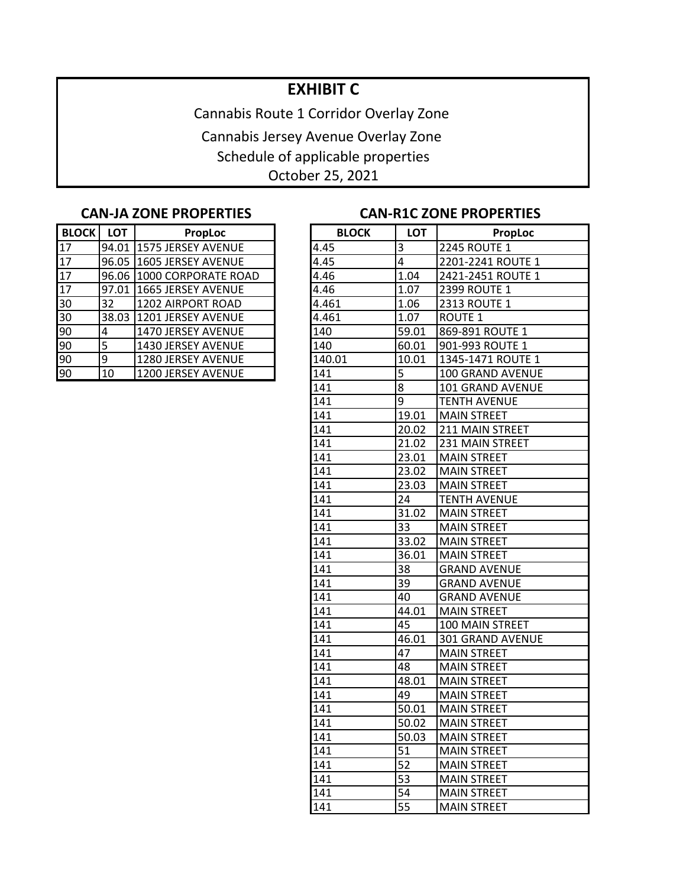# EXHIBIT C

Cannabis Route 1 Corridor Overlay Zone

Cannabis Jersey Avenue Overlay Zone

Schedule of applicable properties

October 25, 2021

## CAN-JA ZONE PROPERTIES

| BLOCK | LOT | PropLoc |
|---|---|---|
| 17 | 94.01 | 1575 JERSEY AVENUE |
| 17 | 96.05 | 1605 JERSEY AVENUE |
| 17 | 96.06 | 1000 CORPORATE ROAD |
| 17 | 97.01 | 1665 JERSEY AVENUE |
| 30 | 32 | 1202 AIRPORT ROAD |
| 30 | 38.03 | 1201 JERSEY AVENUE |
| 90 | 4 | 1470 JERSEY AVENUE |
| 90 | 5 | 1430 JERSEY AVENUE |
| 90 | 9 | 1280 JERSEY AVENUE |
| 90 | 10 | 1200 JERSEY AVENUE |

## CAN-R1C ZONE PROPERTIES

| BLOCK | LOT | PropLoc |
|---|---|---|
| 4.45 | 3 | 2245 ROUTE 1 |
| 4.45 | 4 | 2201-2241 ROUTE 1 |
| 4.46 | 1.04 | 2421-2451 ROUTE 1 |
| 4.46 | 1.07 | 2399 ROUTE 1 |
| 4.461 | 1.06 | 2313 ROUTE 1 |
| 4.461 | 1.07 | ROUTE 1 |
| 140 | 59.01 | 869-891 ROUTE 1 |
| 140 | 60.01 | 901-993 ROUTE 1 |
| 140.01 | 10.01 | 1345-1471 ROUTE 1 |
| 141 | 5 | 100 GRAND AVENUE |
| 141 | 8 | 101 GRAND AVENUE |
| 141 | 9 | TENTH AVENUE |
| 141 | 19.01 | MAIN STREET |
| 141 | 20.02 | 211 MAIN STREET |
| 141 | 21.02 | 231 MAIN STREET |
| 141 | 23.01 | MAIN STREET |
| 141 | 23.02 | MAIN STREET |
| 141 | 23.03 | MAIN STREET |
| 141 | 24 | TENTH AVENUE |
| 141 | 31.02 | MAIN STREET |
| 141 | 33 | MAIN STREET |
| 141 | 33.02 | MAIN STREET |
| 141 | 36.01 | MAIN STREET |
| 141 | 38 | GRAND AVENUE |
| 141 | 39 | GRAND AVENUE |
| 141 | 40 | GRAND AVENUE |
| 141 | 44.01 | MAIN STREET |
| 141 | 45 | 100 MAIN STREET |
| 141 | 46.01 | 301 GRAND AVENUE |
| 141 | 47 | MAIN STREET |
| 141 | 48 | MAIN STREET |
| 141 | 48.01 | MAIN STREET |
| 141 | 49 | MAIN STREET |
| 141 | 50.01 | MAIN STREET |
| 141 | 50.02 | MAIN STREET |
| 141 | 50.03 | MAIN STREET |
| 141 | 51 | MAIN STREET |
| 141 | 52 | MAIN STREET |
| 141 | 53 | MAIN STREET |
| 141 | 54 | MAIN STREET |
| 141 | 55 | MAIN STREET |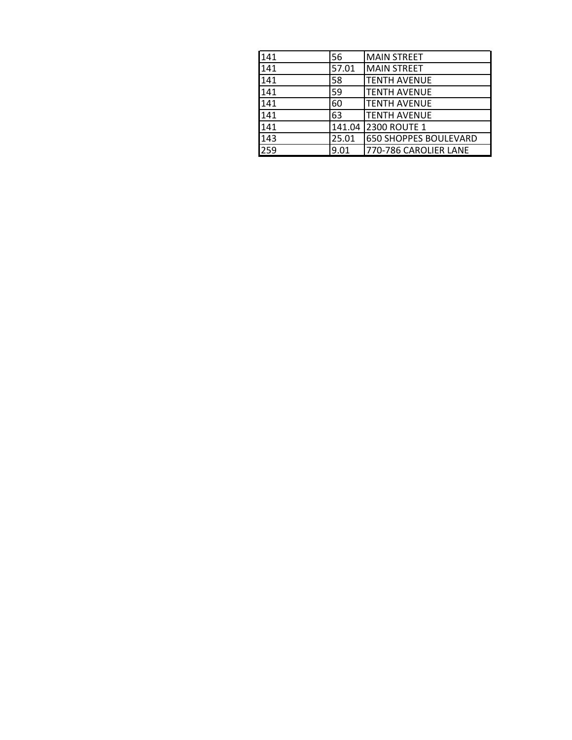| | | |
|---|---|---|
| 141 | 56 | MAIN STREET |
| 141 | 57.01 | MAIN STREET |
| 141 | 58 | TENTH AVENUE |
| 141 | 59 | TENTH AVENUE |
| 141 | 60 | TENTH AVENUE |
| 141 | 63 | TENTH AVENUE |
| 141 | 141.04 | 2300 ROUTE 1 |
| 143 | 25.01 | 650 SHOPPES BOULEVARD |
| 259 | 9.01 | 770-786 CAROLIER LANE |